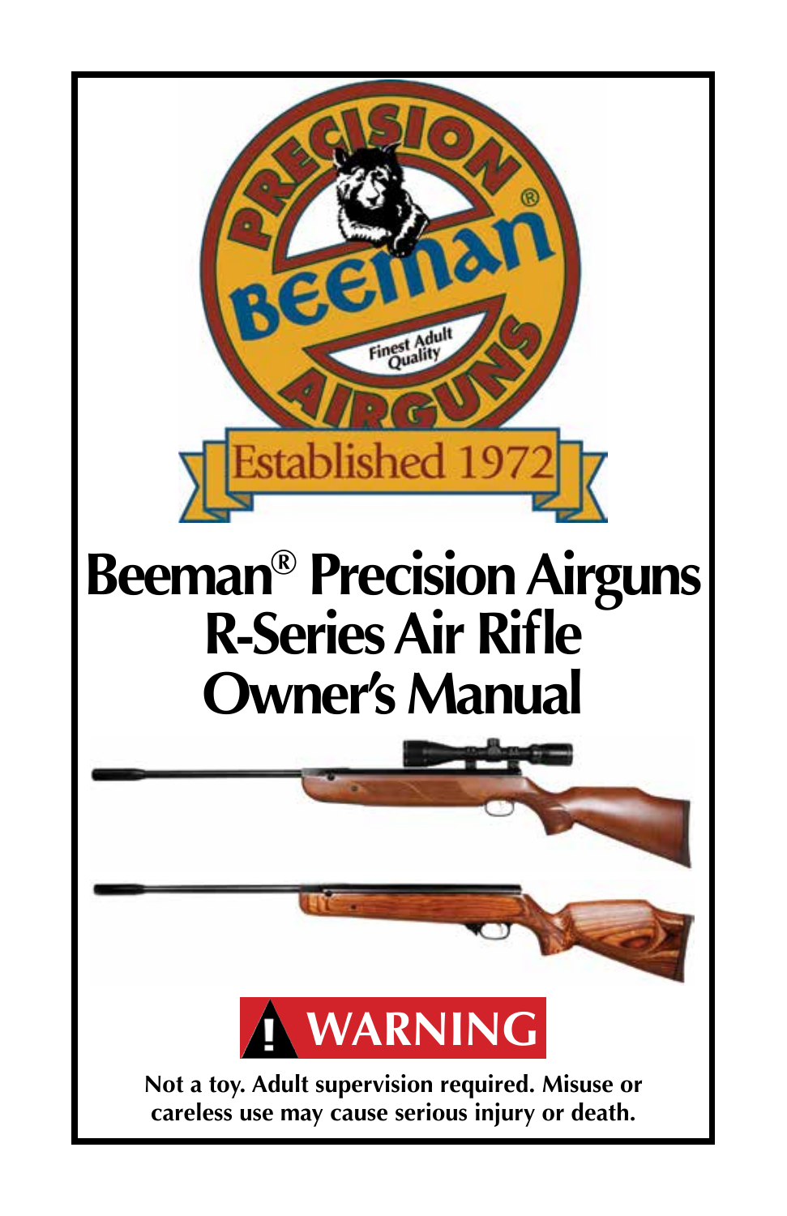# Beeman® Precision Airguns R-Series Air Rifle Owner's Manual

**WARNING**

**Not a toy. Adult supervision required. Misuse or careless use may cause serious injury or death.**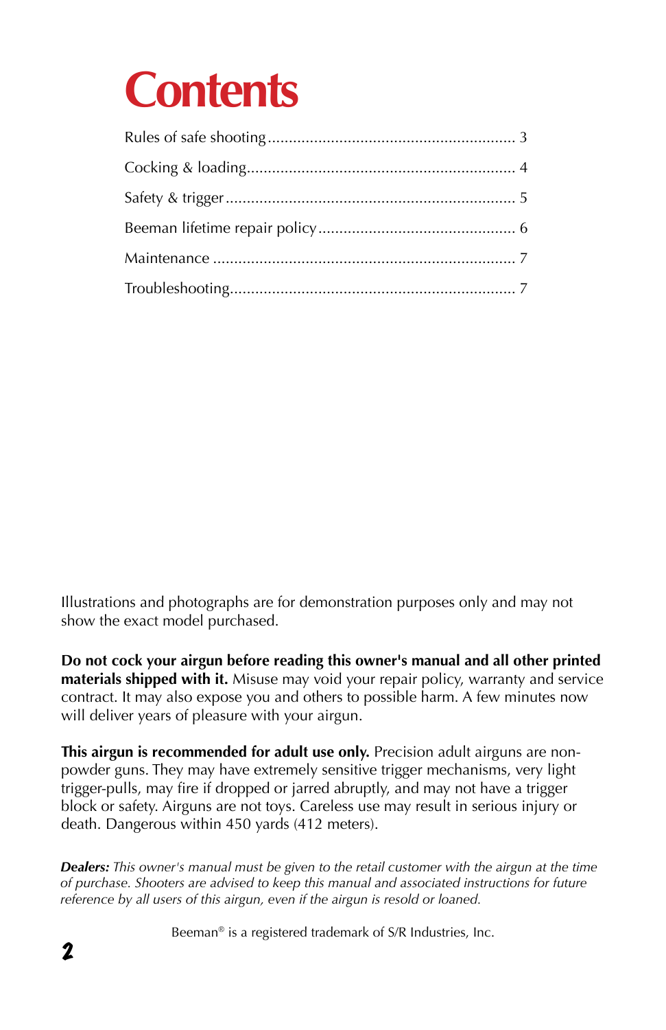# Contents

| | |
|---|---|
| Rules of safe shooting | 3 |
| Cocking & loading | 4 |
| Safety & trigger | 5 |
| Beeman lifetime repair policy | 6 |
| Maintenance | 7 |
| Troubleshooting | 7 |

Illustrations and photographs are for demonstration purposes only and may not show the exact model purchased.

**Do not cock your airgun before reading this owner's manual and all other printed materials shipped with it.** Misuse may void your repair policy, warranty and service contract. It may also expose you and others to possible harm. A few minutes now will deliver years of pleasure with your airgun.

**This airgun is recommended for adult use only.** Precision adult airguns are non-powder guns. They may have extremely sensitive trigger mechanisms, very light trigger-pulls, may fire if dropped or jarred abruptly, and may not have a trigger block or safety. Airguns are not toys. Careless use may result in serious injury or death. Dangerous within 450 yards (412 meters).

***Dealers:*** *This owner's manual must be given to the retail customer with the airgun at the time of purchase. Shooters are advised to keep this manual and associated instructions for future reference by all users of this airgun, even if the airgun is resold or loaned.*

Beeman® is a registered trademark of S/R Industries, Inc.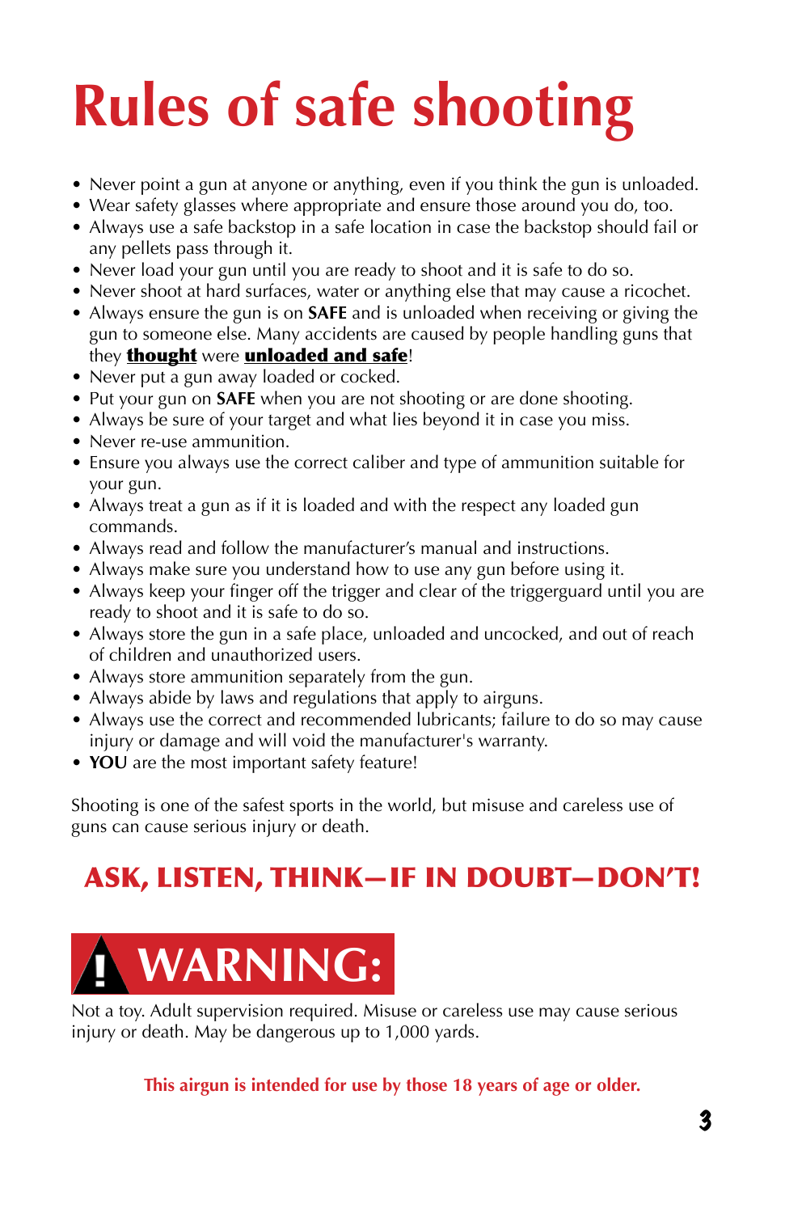# Rules of safe shooting

- Never point a gun at anyone or anything, even if you think the gun is unloaded.
- Wear safety glasses where appropriate and ensure those around you do, too.
- Always use a safe backstop in a safe location in case the backstop should fail or any pellets pass through it.
- Never load your gun until you are ready to shoot and it is safe to do so.
- Never shoot at hard surfaces, water or anything else that may cause a ricochet.
- Always ensure the gun is on **SAFE** and is unloaded when receiving or giving the gun to someone else. Many accidents are caused by people handling guns that they **thought** were **unloaded and safe**!
- Never put a gun away loaded or cocked.
- Put your gun on **SAFE** when you are not shooting or are done shooting.
- Always be sure of your target and what lies beyond it in case you miss.
- Never re-use ammunition.
- Ensure you always use the correct caliber and type of ammunition suitable for your gun.
- Always treat a gun as if it is loaded and with the respect any loaded gun commands.
- Always read and follow the manufacturer's manual and instructions.
- Always make sure you understand how to use any gun before using it.
- Always keep your finger off the trigger and clear of the triggerguard until you are ready to shoot and it is safe to do so.
- Always store the gun in a safe place, unloaded and uncocked, and out of reach of children and unauthorized users.
- Always store ammunition separately from the gun.
- Always abide by laws and regulations that apply to airguns.
- Always use the correct and recommended lubricants; failure to do so may cause injury or damage and will void the manufacturer's warranty.
- **YOU** are the most important safety feature!

Shooting is one of the safest sports in the world, but misuse and careless use of guns can cause serious injury or death.

## ASK, LISTEN, THINK—IF IN DOUBT—DON'T!

## ! WARNING:

Not a toy. Adult supervision required. Misuse or careless use may cause serious injury or death. May be dangerous up to 1,000 yards.

**This airgun is intended for use by those 18 years of age or older.**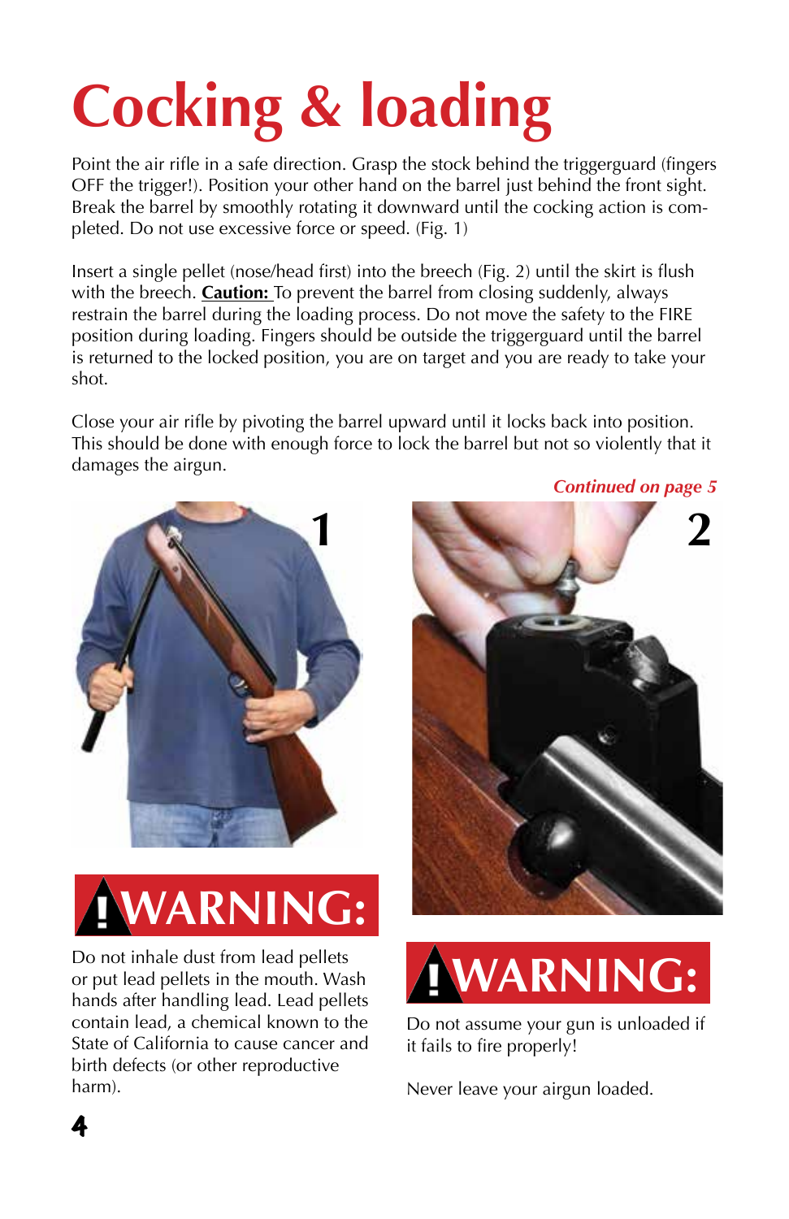# Cocking & loading

Point the air rifle in a safe direction. Grasp the stock behind the triggerguard (fingers OFF the trigger!). Position your other hand on the barrel just behind the front sight. Break the barrel by smoothly rotating it downward until the cocking action is completed. Do not use excessive force or speed. (Fig. 1)

Insert a single pellet (nose/head first) into the breech (Fig. 2) until the skirt is flush with the breech. **Caution:** To prevent the barrel from closing suddenly, always restrain the barrel during the loading process. Do not move the safety to the FIRE position during loading. Fingers should be outside the triggerguard until the barrel is returned to the locked position, you are on target and you are ready to take your shot.

Close your air rifle by pivoting the barrel upward until it locks back into position. This should be done with enough force to lock the barrel but not so violently that it damages the airgun.

***Continued on page 5***

1

2

## WARNING:

Do not inhale dust from lead pellets or put lead pellets in the mouth. Wash hands after handling lead. Lead pellets contain lead, a chemical known to the State of California to cause cancer and birth defects (or other reproductive harm).

## WARNING:

Do not assume your gun is unloaded if it fails to fire properly!

Never leave your airgun loaded.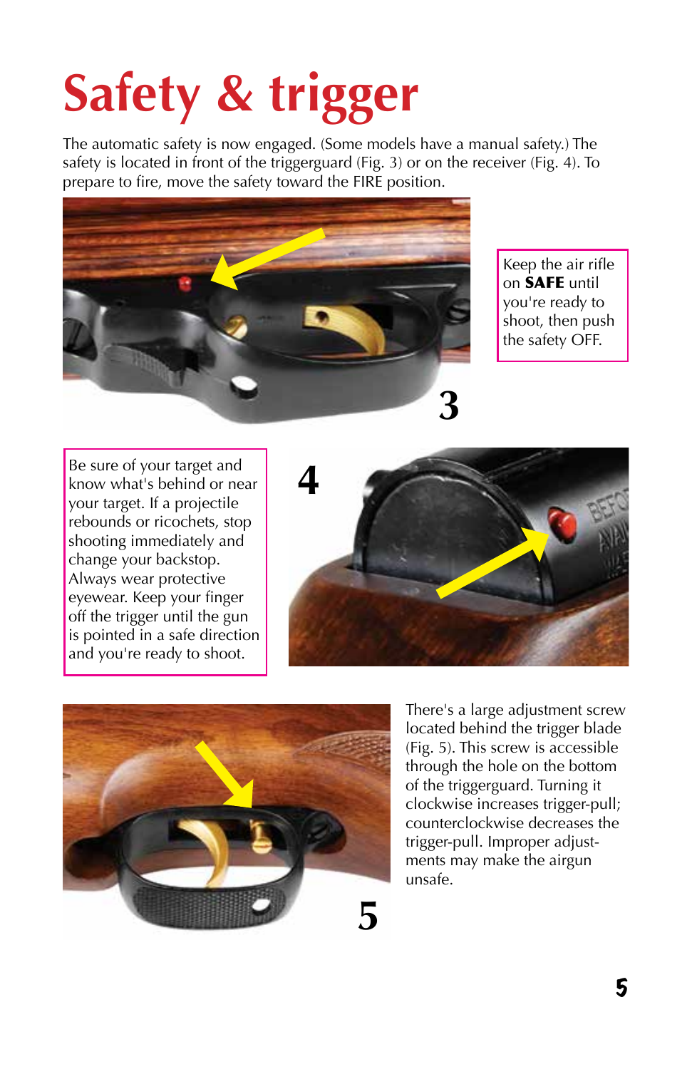# Safety & trigger

The automatic safety is now engaged. (Some models have a manual safety.) The safety is located in front of the triggerguard (Fig. 3) or on the receiver (Fig. 4). To prepare to fire, move the safety toward the FIRE position.

3

Keep the air rifle on **SAFE** until you're ready to shoot, then push the safety OFF.

Be sure of your target and know what's behind or near your target. If a projectile rebounds or ricochets, stop shooting immediately and change your backstop. Always wear protective eyewear. Keep your finger off the trigger until the gun is pointed in a safe direction and you're ready to shoot.

4

5

There's a large adjustment screw located behind the trigger blade (Fig. 5). This screw is accessible through the hole on the bottom of the triggerguard. Turning it clockwise increases trigger-pull; counterclockwise decreases the trigger-pull. Improper adjustments may make the airgun unsafe.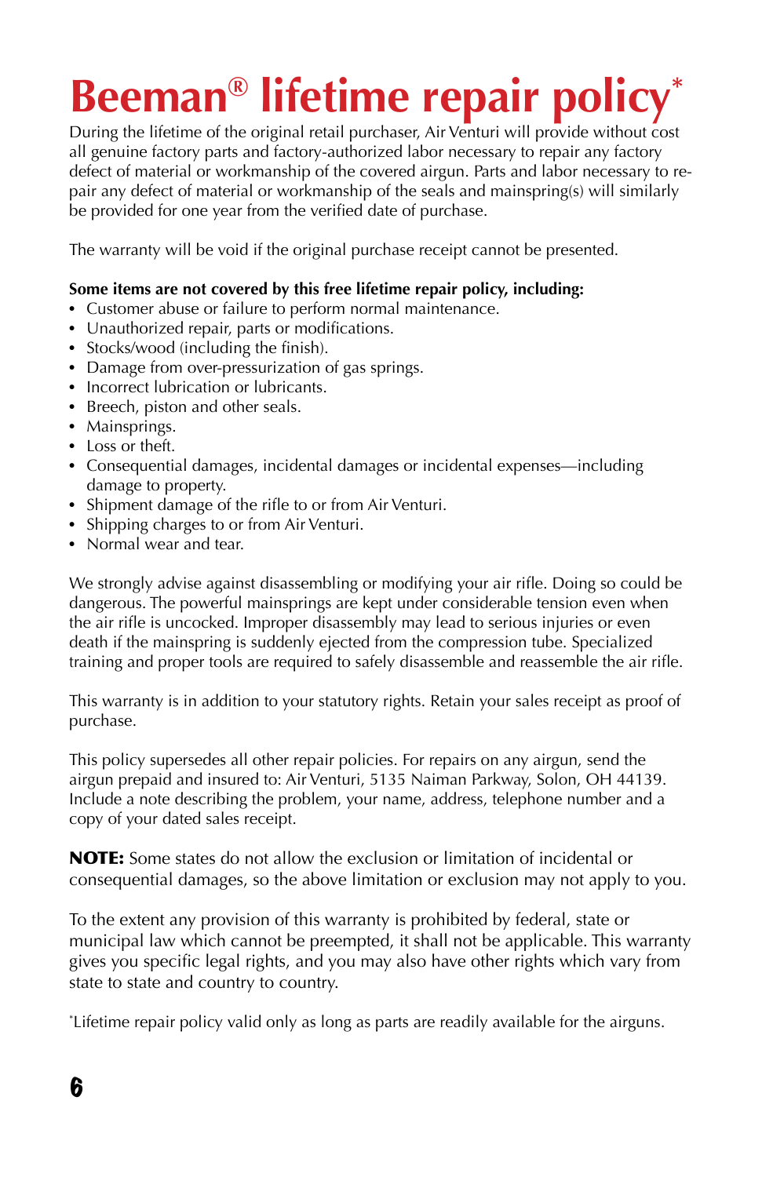# Beeman® lifetime repair policy*

During the lifetime of the original retail purchaser, Air Venturi will provide without cost all genuine factory parts and factory-authorized labor necessary to repair any factory defect of material or workmanship of the covered airgun. Parts and labor necessary to repair any defect of material or workmanship of the seals and mainspring(s) will similarly be provided for one year from the verified date of purchase.

The warranty will be void if the original purchase receipt cannot be presented.

**Some items are not covered by this free lifetime repair policy, including:**

- Customer abuse or failure to perform normal maintenance.
- Unauthorized repair, parts or modifications.
- Stocks/wood (including the finish).
- Damage from over-pressurization of gas springs.
- Incorrect lubrication or lubricants.
- Breech, piston and other seals.
- Mainsprings.
- Loss or theft.
- Consequential damages, incidental damages or incidental expenses—including damage to property.
- Shipment damage of the rifle to or from Air Venturi.
- Shipping charges to or from Air Venturi.
- Normal wear and tear.

We strongly advise against disassembling or modifying your air rifle. Doing so could be dangerous. The powerful mainsprings are kept under considerable tension even when the air rifle is uncocked. Improper disassembly may lead to serious injuries or even death if the mainspring is suddenly ejected from the compression tube. Specialized training and proper tools are required to safely disassemble and reassemble the air rifle.

This warranty is in addition to your statutory rights. Retain your sales receipt as proof of purchase.

This policy supersedes all other repair policies. For repairs on any airgun, send the airgun prepaid and insured to: Air Venturi, 5135 Naiman Parkway, Solon, OH 44139. Include a note describing the problem, your name, address, telephone number and a copy of your dated sales receipt.

**NOTE:** Some states do not allow the exclusion or limitation of incidental or consequential damages, so the above limitation or exclusion may not apply to you.

To the extent any provision of this warranty is prohibited by federal, state or municipal law which cannot be preempted, it shall not be applicable. This warranty gives you specific legal rights, and you may also have other rights which vary from state to state and country to country.

*Lifetime repair policy valid only as long as parts are readily available for the airguns.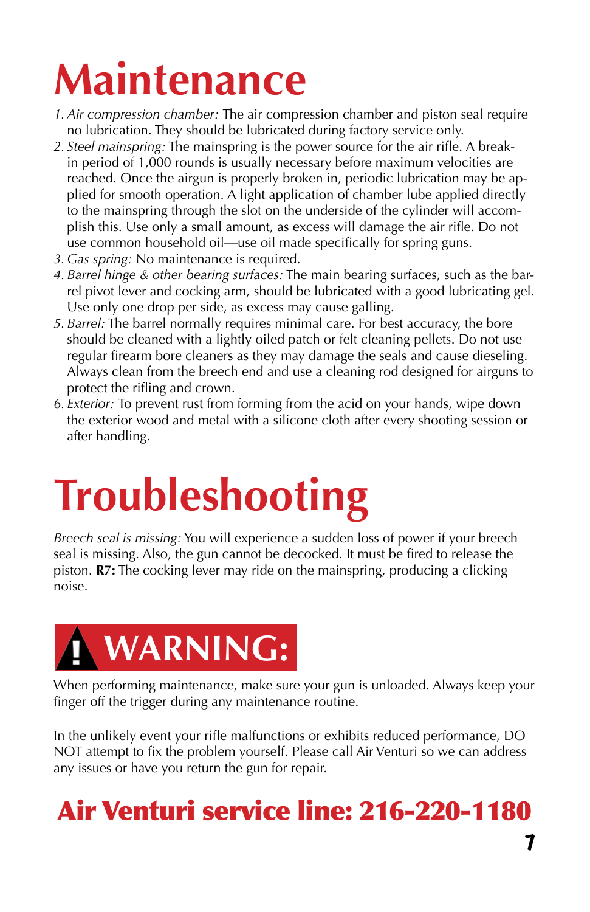# Maintenance

1. *Air compression chamber:* The air compression chamber and piston seal require no lubrication. They should be lubricated during factory service only.
2. *Steel mainspring:* The mainspring is the power source for the air rifle. A break-in period of 1,000 rounds is usually necessary before maximum velocities are reached. Once the airgun is properly broken in, periodic lubrication may be applied for smooth operation. A light application of chamber lube applied directly to the mainspring through the slot on the underside of the cylinder will accomplish this. Use only a small amount, as excess will damage the air rifle. Do not use common household oil—use oil made specifically for spring guns.
3. *Gas spring:* No maintenance is required.
4. *Barrel hinge & other bearing surfaces:* The main bearing surfaces, such as the barrel pivot lever and cocking arm, should be lubricated with a good lubricating gel. Use only one drop per side, as excess may cause galling.
5. *Barrel:* The barrel normally requires minimal care. For best accuracy, the bore should be cleaned with a lightly oiled patch or felt cleaning pellets. Do not use regular firearm bore cleaners as they may damage the seals and cause dieseling. Always clean from the breech end and use a cleaning rod designed for airguns to protect the rifling and crown.
6. *Exterior:* To prevent rust from forming from the acid on your hands, wipe down the exterior wood and metal with a silicone cloth after every shooting session or after handling.

# Troubleshooting

<u>Breech seal is missing:</u> You will experience a sudden loss of power if your breech seal is missing. Also, the gun cannot be decocked. It must be fired to release the piston. **R7:** The cocking lever may ride on the mainspring, producing a clicking noise.

## WARNING:

When performing maintenance, make sure your gun is unloaded. Always keep your finger off the trigger during any maintenance routine.

In the unlikely event your rifle malfunctions or exhibits reduced performance, DO NOT attempt to fix the problem yourself. Please call Air Venturi so we can address any issues or have you return the gun for repair.

## Air Venturi service line: 216-220-1180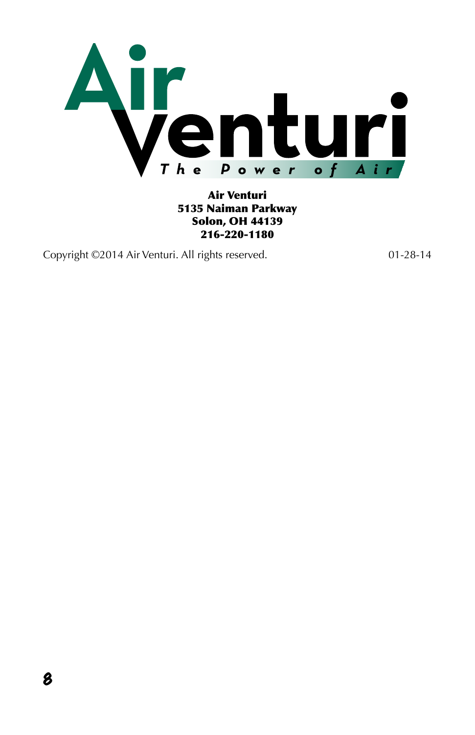Air Venturi

The Power of Air

**Air Venturi**
**5135 Naiman Parkway**
**Solon, OH 44139**
**216-220-1180**

Copyright ©2014 Air Venturi. All rights reserved. 01-28-14